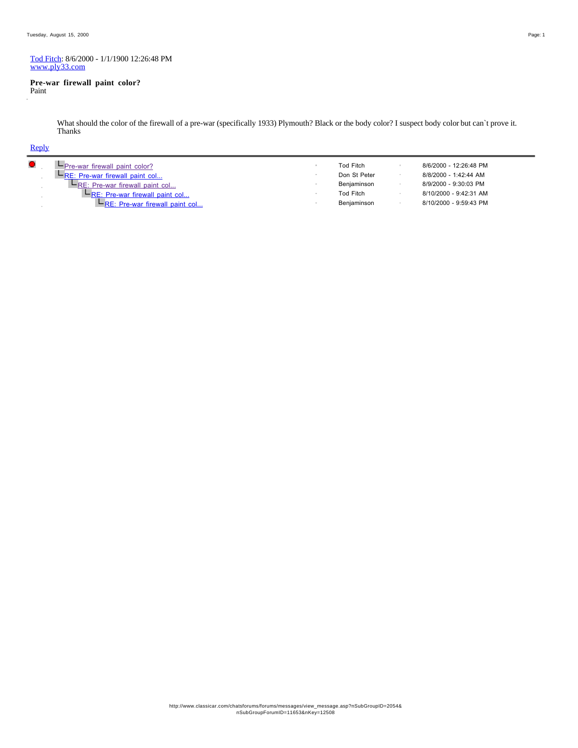Tod Fitch: 8/6/2000 - 1/1/1900 12:26:48 PM
www.ply33.com

**Pre-war firewall paint color?**
Paint

What should the color of the firewall of a pre-war (specifically 1933) Plymouth? Black or the body color? I suspect body color but can`t prove it.
Thanks

Reply

| Subject | Author | Date |
|---|---|---|
| Pre-war firewall paint color? | Tod Fitch | 8/6/2000 - 12:26:48 PM |
| RE: Pre-war firewall paint col... | Don St Peter | 8/8/2000 - 1:42:44 AM |
| RE: Pre-war firewall paint col... | Benjaminson | 8/9/2000 - 9:30:03 PM |
| RE: Pre-war firewall paint col... | Tod Fitch | 8/10/2000 - 9:42:31 AM |
| RE: Pre-war firewall paint col... | Benjaminson | 8/10/2000 - 9:59:43 PM |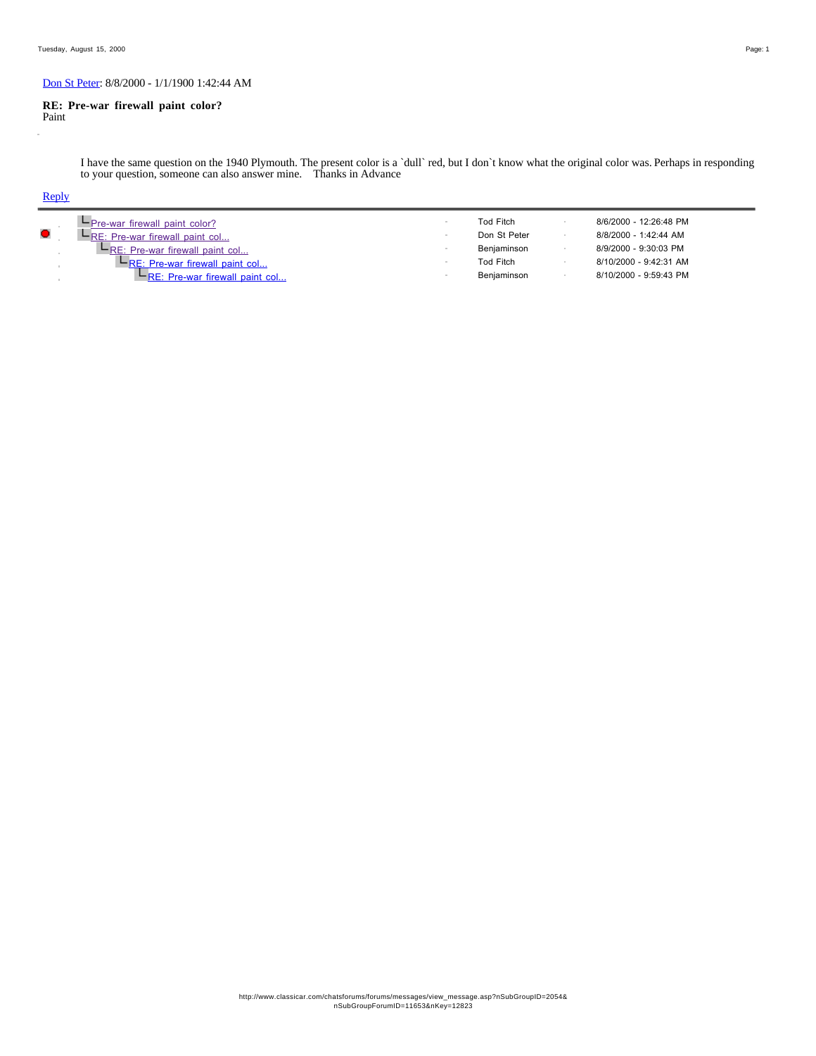Don St Peter: 8/8/2000 - 1/1/1900 1:42:44 AM

**RE: Pre-war firewall paint color?**
Paint

I have the same question on the 1940 Plymouth. The present color is a `dull` red, but I don`t know what the original color was. Perhaps in responding to your question, someone can also answer mine.    Thanks in Advance

Reply

| Subject | Author | Date |
|---|---|---|
| Pre-war firewall paint color? | Tod Fitch | 8/6/2000 - 12:26:48 PM |
| RE: Pre-war firewall paint col... | Don St Peter | 8/8/2000 - 1:42:44 AM |
| RE: Pre-war firewall paint col... | Benjaminson | 8/9/2000 - 9:30:03 PM |
| RE: Pre-war firewall paint col... | Tod Fitch | 8/10/2000 - 9:42:31 AM |
| RE: Pre-war firewall paint col... | Benjaminson | 8/10/2000 - 9:59:43 PM |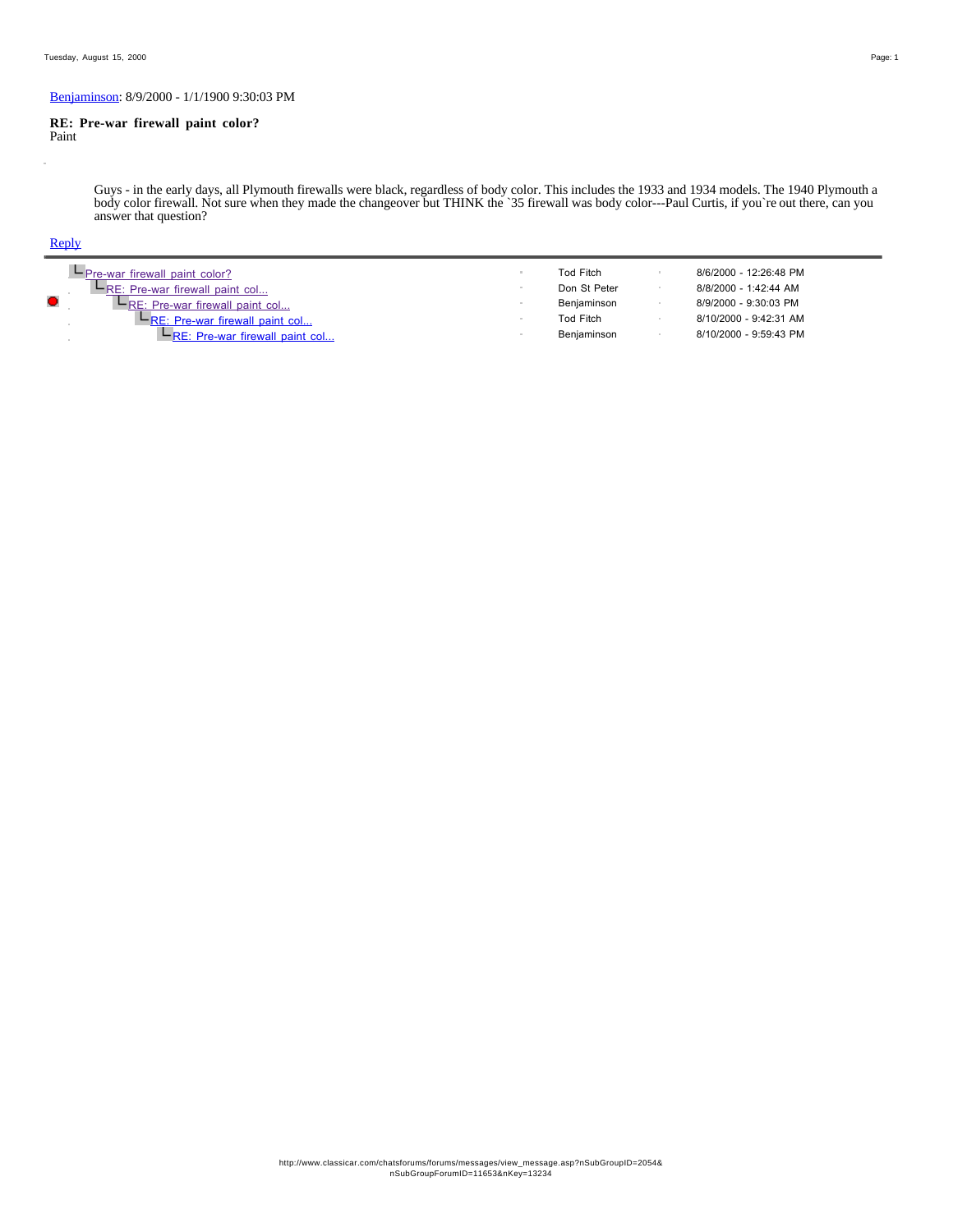[Benjaminson](#): 8/9/2000 - 1/1/1900 9:30:03 PM

**RE: Pre-war firewall paint color?**
Paint

Guys - in the early days, all Plymouth firewalls were black, regardless of body color. This includes the 1933 and 1934 models. The 1940 Plymouth a body color firewall. Not sure when they made the changeover but THINK the `35 firewall was body color---Paul Curtis, if you`re out there, can you answer that question?

[Reply](#)

| Subject | Author | Date |
|---|---|---|
| Pre-war firewall paint color? | Tod Fitch | 8/6/2000 - 12:26:48 PM |
| RE: Pre-war firewall paint col... | Don St Peter | 8/8/2000 - 1:42:44 AM |
| RE: Pre-war firewall paint col... | Benjaminson | 8/9/2000 - 9:30:03 PM |
| RE: Pre-war firewall paint col... | Tod Fitch | 8/10/2000 - 9:42:31 AM |
| RE: Pre-war firewall paint col... | Benjaminson | 8/10/2000 - 9:59:43 PM |

http://www.classicar.com/chatsforums/forums/messages/view_message.asp?nSubGroupID=2054&nSubGroupForumID=11653&nKey=13234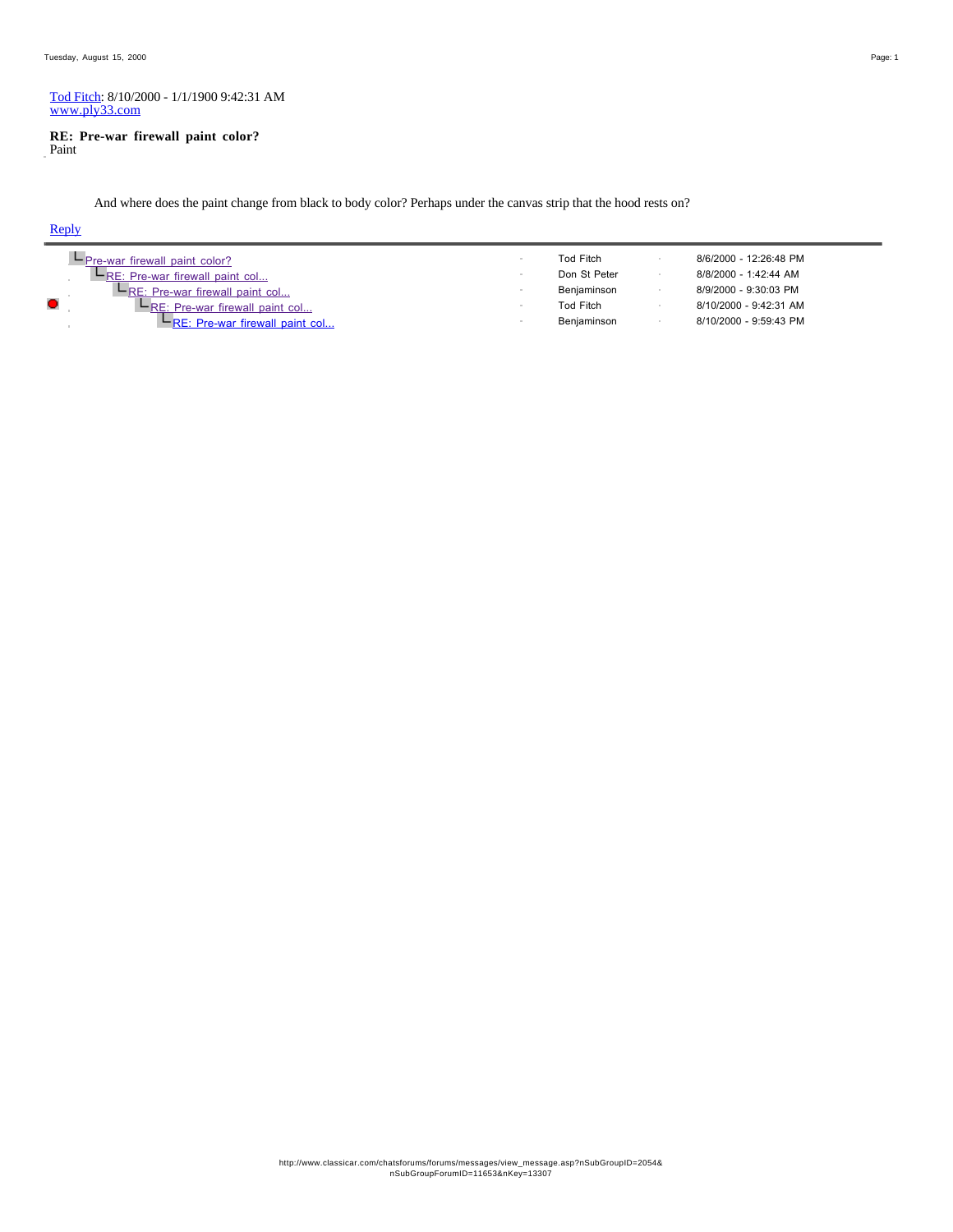Tod Fitch: 8/10/2000 - 1/1/1900 9:42:31 AM
www.ply33.com

**RE: Pre-war firewall paint color?**
Paint

And where does the paint change from black to body color? Perhaps under the canvas strip that the hood rests on?

Reply

---

| Subject | Author | Date |
|---|---|---|
| Pre-war firewall paint color? | Tod Fitch | 8/6/2000 - 12:26:48 PM |
| RE: Pre-war firewall paint col... | Don St Peter | 8/8/2000 - 1:42:44 AM |
| RE: Pre-war firewall paint col... | Benjaminson | 8/9/2000 - 9:30:03 PM |
| RE: Pre-war firewall paint col... | Tod Fitch | 8/10/2000 - 9:42:31 AM |
| RE: Pre-war firewall paint col... | Benjaminson | 8/10/2000 - 9:59:43 PM |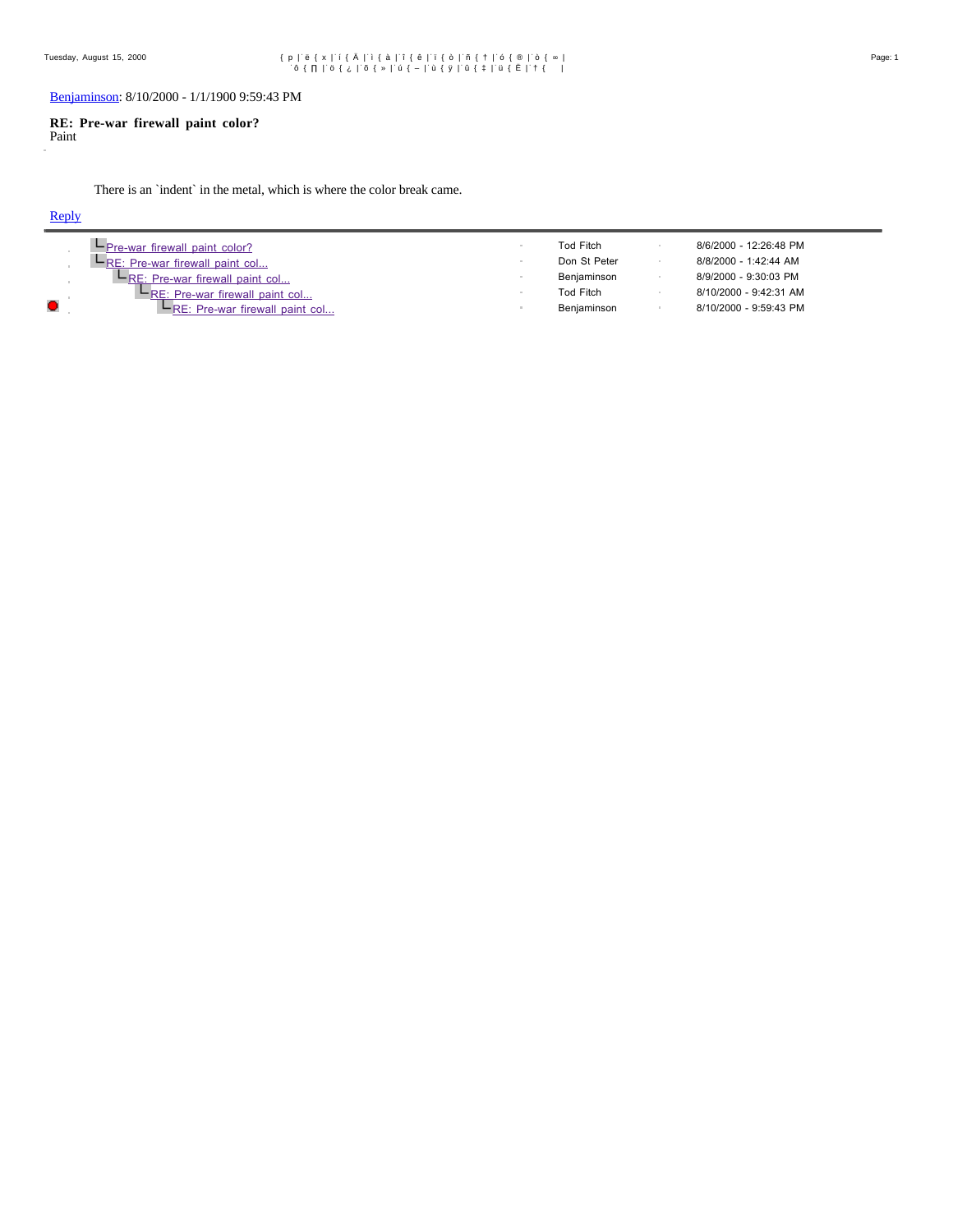Benjaminson: 8/10/2000 - 1/1/1900 9:59:43 PM

**RE: Pre-war firewall paint color?**
Paint

There is an `indent` in the metal, which is where the color break came.

Reply

| | | |
|---|---|---|
| Pre-war firewall paint color? | Tod Fitch | 8/6/2000 - 12:26:48 PM |
| RE: Pre-war firewall paint col... | Don St Peter | 8/8/2000 - 1:42:44 AM |
| RE: Pre-war firewall paint col... | Benjaminson | 8/9/2000 - 9:30:03 PM |
| RE: Pre-war firewall paint col... | Tod Fitch | 8/10/2000 - 9:42:31 AM |
| RE: Pre-war firewall paint col... | Benjaminson | 8/10/2000 - 9:59:43 PM |